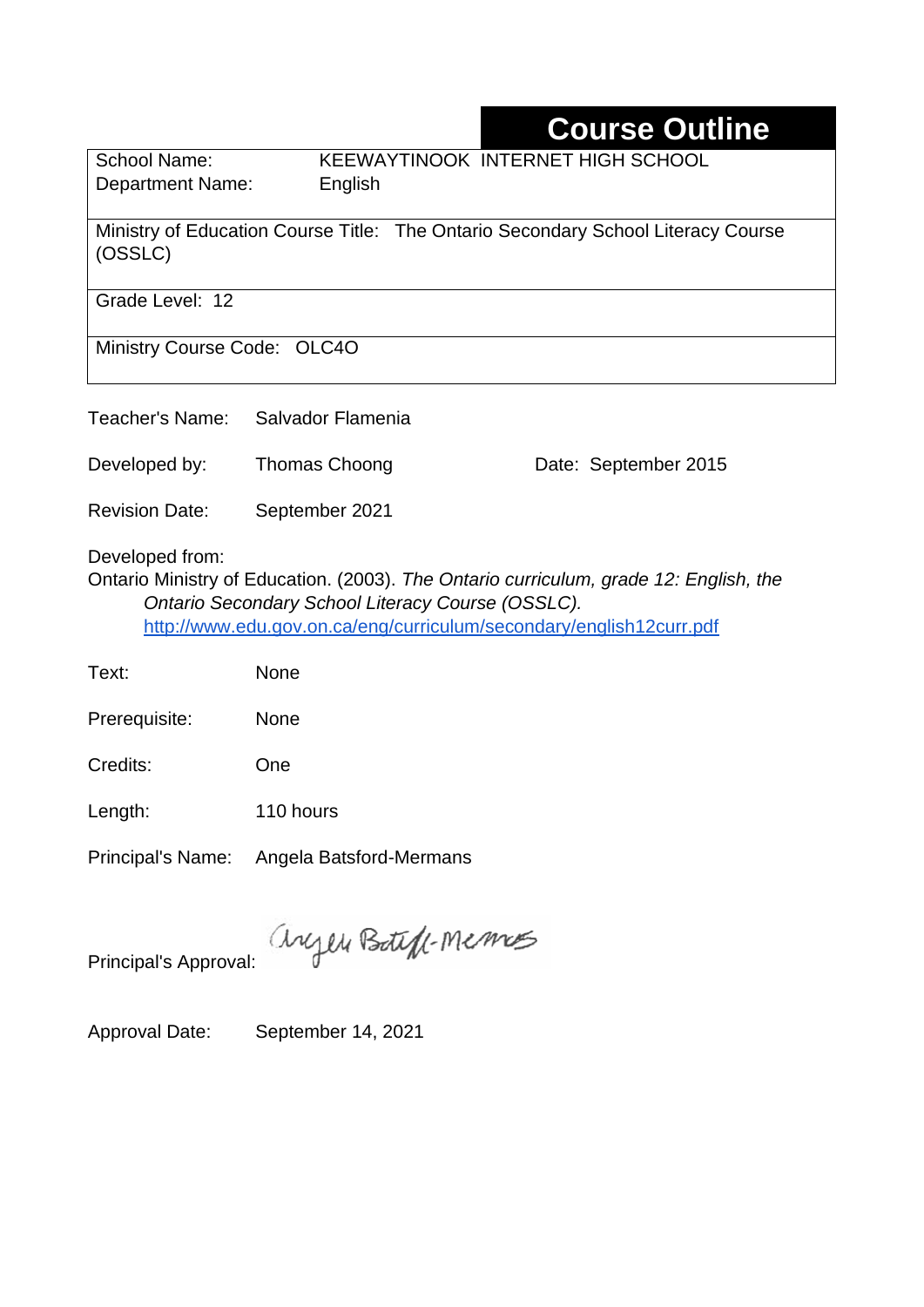# Course Outline

| | |
|---|---|
| School Name: | KEEWAYTINOOK INTERNET HIGH SCHOOL |
| Department Name: | English |

Ministry of Education Course Title: The Ontario Secondary School Literacy Course (OSSLC)

Grade Level: 12

Ministry Course Code: OLC4O

Teacher's Name: Salvador Flamenia

Developed by: Thomas Choong Date: September 2015

Revision Date: September 2021

Developed from:
Ontario Ministry of Education. (2003). *The Ontario curriculum, grade 12: English, the Ontario Secondary School Literacy Course (OSSLC).* http://www.edu.gov.on.ca/eng/curriculum/secondary/english12curr.pdf

Text: None

Prerequisite: None

Credits: One

Length: 110 hours

Principal's Name: Angela Batsford-Mermans

Principal's Approval: Angela Batsford-Mermans

Approval Date: September 14, 2021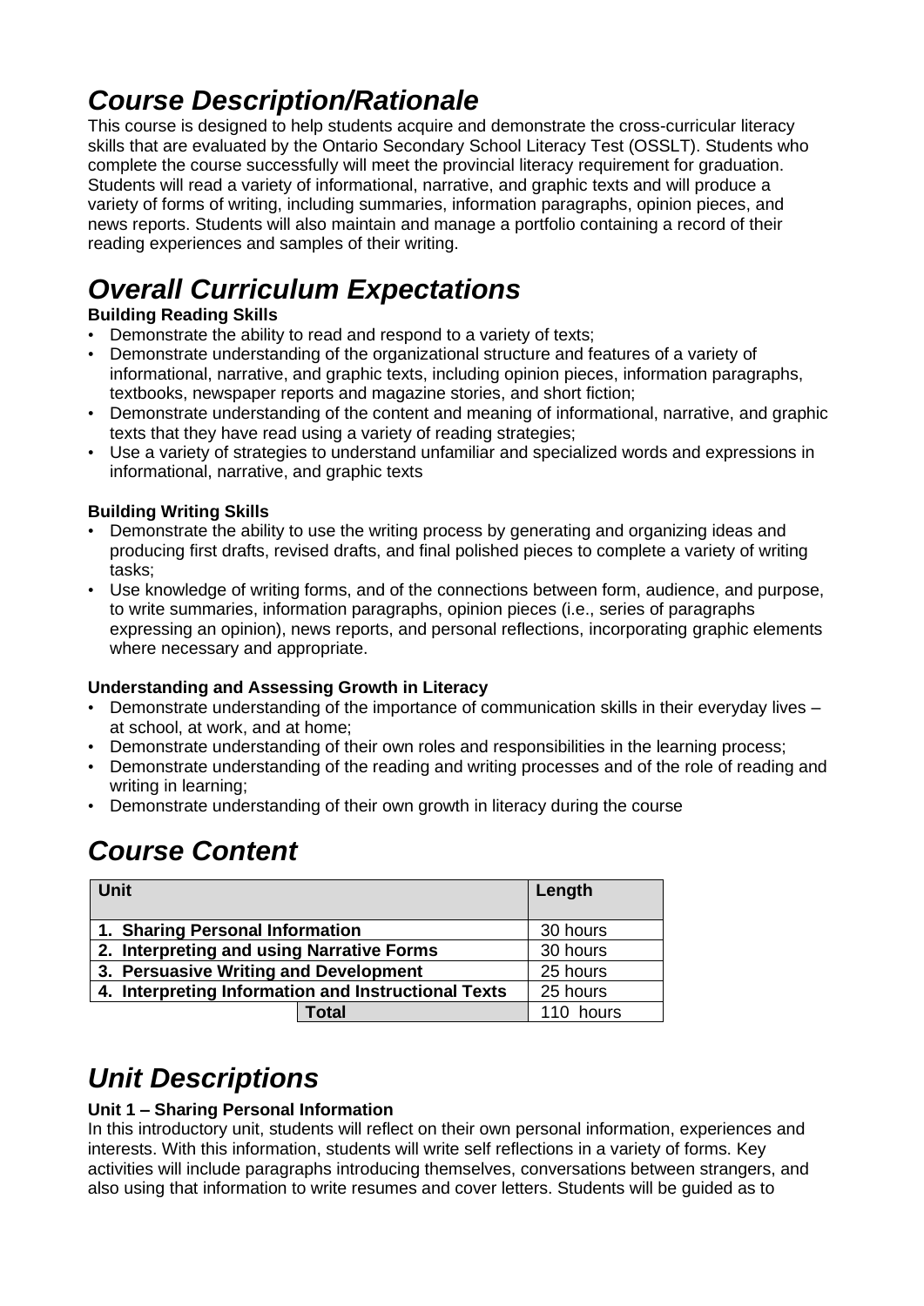# *Course Description/Rationale*

This course is designed to help students acquire and demonstrate the cross-curricular literacy skills that are evaluated by the Ontario Secondary School Literacy Test (OSSLT). Students who complete the course successfully will meet the provincial literacy requirement for graduation. Students will read a variety of informational, narrative, and graphic texts and will produce a variety of forms of writing, including summaries, information paragraphs, opinion pieces, and news reports. Students will also maintain and manage a portfolio containing a record of their reading experiences and samples of their writing.

# *Overall Curriculum Expectations*

**Building Reading Skills**

- Demonstrate the ability to read and respond to a variety of texts;
- Demonstrate understanding of the organizational structure and features of a variety of informational, narrative, and graphic texts, including opinion pieces, information paragraphs, textbooks, newspaper reports and magazine stories, and short fiction;
- Demonstrate understanding of the content and meaning of informational, narrative, and graphic texts that they have read using a variety of reading strategies;
- Use a variety of strategies to understand unfamiliar and specialized words and expressions in informational, narrative, and graphic texts

**Building Writing Skills**

- Demonstrate the ability to use the writing process by generating and organizing ideas and producing first drafts, revised drafts, and final polished pieces to complete a variety of writing tasks;
- Use knowledge of writing forms, and of the connections between form, audience, and purpose, to write summaries, information paragraphs, opinion pieces (i.e., series of paragraphs expressing an opinion), news reports, and personal reflections, incorporating graphic elements where necessary and appropriate.

**Understanding and Assessing Growth in Literacy**

- Demonstrate understanding of the importance of communication skills in their everyday lives – at school, at work, and at home;
- Demonstrate understanding of their own roles and responsibilities in the learning process;
- Demonstrate understanding of the reading and writing processes and of the role of reading and writing in learning;
- Demonstrate understanding of their own growth in literacy during the course

# *Course Content*

| Unit | Length |
|---|---|
| **1. Sharing Personal Information** | 30 hours |
| **2. Interpreting and using Narrative Forms** | 30 hours |
| **3. Persuasive Writing and Development** | 25 hours |
| **4. Interpreting Information and Instructional Texts** | 25 hours |
| **Total** | 110 hours |

# *Unit Descriptions*

**Unit 1 – Sharing Personal Information**

In this introductory unit, students will reflect on their own personal information, experiences and interests. With this information, students will write self reflections in a variety of forms. Key activities will include paragraphs introducing themselves, conversations between strangers, and also using that information to write resumes and cover letters. Students will be guided as to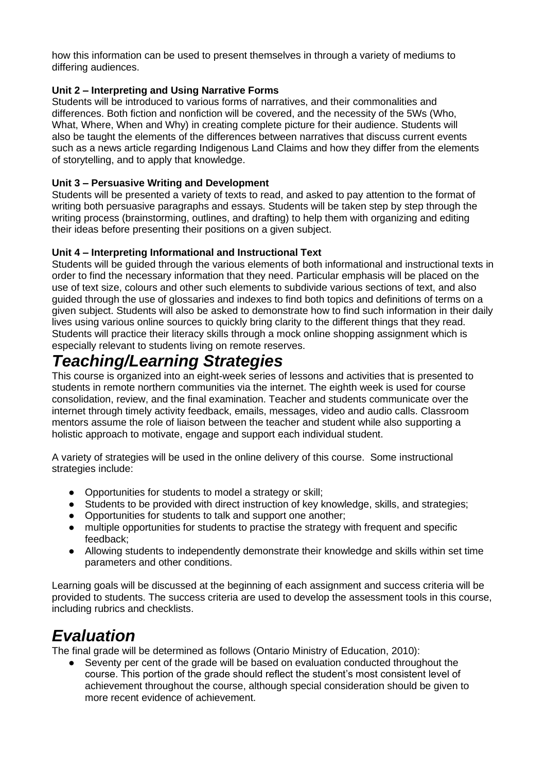how this information can be used to present themselves in through a variety of mediums to differing audiences.

**Unit 2 – Interpreting and Using Narrative Forms**
Students will be introduced to various forms of narratives, and their commonalities and differences. Both fiction and nonfiction will be covered, and the necessity of the 5Ws (Who, What, Where, When and Why) in creating complete picture for their audience. Students will also be taught the elements of the differences between narratives that discuss current events such as a news article regarding Indigenous Land Claims and how they differ from the elements of storytelling, and to apply that knowledge.

**Unit 3 – Persuasive Writing and Development**
Students will be presented a variety of texts to read, and asked to pay attention to the format of writing both persuasive paragraphs and essays. Students will be taken step by step through the writing process (brainstorming, outlines, and drafting) to help them with organizing and editing their ideas before presenting their positions on a given subject.

**Unit 4 – Interpreting Informational and Instructional Text**
Students will be guided through the various elements of both informational and instructional texts in order to find the necessary information that they need. Particular emphasis will be placed on the use of text size, colours and other such elements to subdivide various sections of text, and also guided through the use of glossaries and indexes to find both topics and definitions of terms on a given subject. Students will also be asked to demonstrate how to find such information in their daily lives using various online sources to quickly bring clarity to the different things that they read. Students will practice their literacy skills through a mock online shopping assignment which is especially relevant to students living on remote reserves.

# *Teaching/Learning Strategies*

This course is organized into an eight-week series of lessons and activities that is presented to students in remote northern communities via the internet. The eighth week is used for course consolidation, review, and the final examination. Teacher and students communicate over the internet through timely activity feedback, emails, messages, video and audio calls. Classroom mentors assume the role of liaison between the teacher and student while also supporting a holistic approach to motivate, engage and support each individual student.

A variety of strategies will be used in the online delivery of this course. Some instructional strategies include:

- Opportunities for students to model a strategy or skill;
- Students to be provided with direct instruction of key knowledge, skills, and strategies;
- Opportunities for students to talk and support one another;
- multiple opportunities for students to practise the strategy with frequent and specific feedback;
- Allowing students to independently demonstrate their knowledge and skills within set time parameters and other conditions.

Learning goals will be discussed at the beginning of each assignment and success criteria will be provided to students. The success criteria are used to develop the assessment tools in this course, including rubrics and checklists.

# *Evaluation*

The final grade will be determined as follows (Ontario Ministry of Education, 2010):

- Seventy per cent of the grade will be based on evaluation conducted throughout the course. This portion of the grade should reflect the student's most consistent level of achievement throughout the course, although special consideration should be given to more recent evidence of achievement.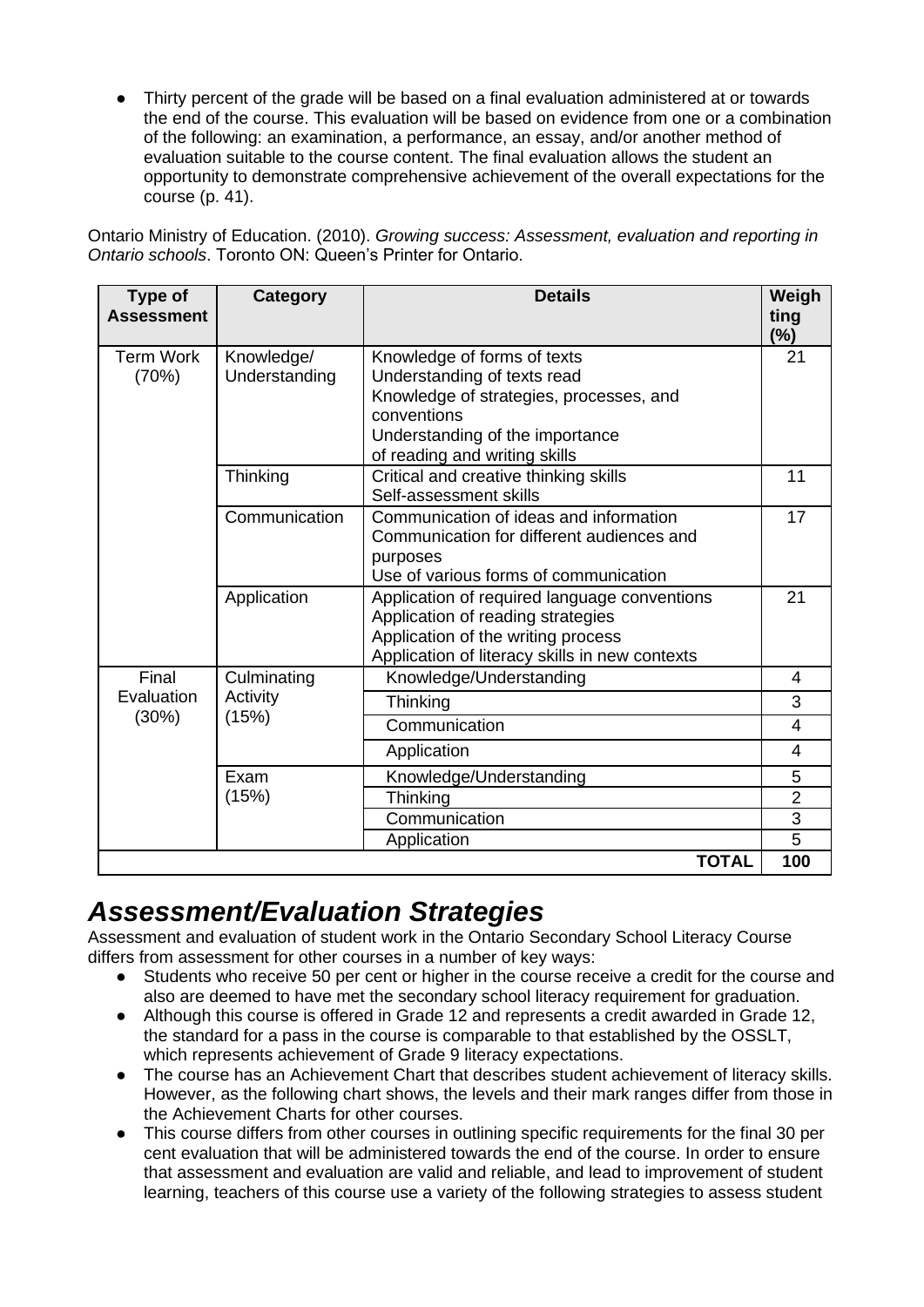- Thirty percent of the grade will be based on a final evaluation administered at or towards the end of the course. This evaluation will be based on evidence from one or a combination of the following: an examination, a performance, an essay, and/or another method of evaluation suitable to the course content. The final evaluation allows the student an opportunity to demonstrate comprehensive achievement of the overall expectations for the course (p. 41).

Ontario Ministry of Education. (2010). *Growing success: Assessment, evaluation and reporting in Ontario schools*. Toronto ON: Queen's Printer for Ontario.

| Type of Assessment | Category | Details | Weighting (%) |
|---|---|---|---|
| Term Work (70%) | Knowledge/ Understanding | Knowledge of forms of texts<br>Understanding of texts read<br>Knowledge of strategies, processes, and conventions<br>Understanding of the importance of reading and writing skills | 21 |
| | Thinking | Critical and creative thinking skills<br>Self-assessment skills | 11 |
| | Communication | Communication of ideas and information<br>Communication for different audiences and purposes<br>Use of various forms of communication | 17 |
| | Application | Application of required language conventions<br>Application of reading strategies<br>Application of the writing process<br>Application of literacy skills in new contexts | 21 |
| Final Evaluation (30%) | Culminating Activity (15%) | Knowledge/Understanding | 4 |
| | | Thinking | 3 |
| | | Communication | 4 |
| | | Application | 4 |
| | Exam (15%) | Knowledge/Understanding | 5 |
| | | Thinking | 2 |
| | | Communication | 3 |
| | | Application | 5 |
| | | **TOTAL** | **100** |

## *Assessment/Evaluation Strategies*

Assessment and evaluation of student work in the Ontario Secondary School Literacy Course differs from assessment for other courses in a number of key ways:

- Students who receive 50 per cent or higher in the course receive a credit for the course and also are deemed to have met the secondary school literacy requirement for graduation.
- Although this course is offered in Grade 12 and represents a credit awarded in Grade 12, the standard for a pass in the course is comparable to that established by the OSSLT, which represents achievement of Grade 9 literacy expectations.
- The course has an Achievement Chart that describes student achievement of literacy skills. However, as the following chart shows, the levels and their mark ranges differ from those in the Achievement Charts for other courses.
- This course differs from other courses in outlining specific requirements for the final 30 per cent evaluation that will be administered towards the end of the course. In order to ensure that assessment and evaluation are valid and reliable, and lead to improvement of student learning, teachers of this course use a variety of the following strategies to assess student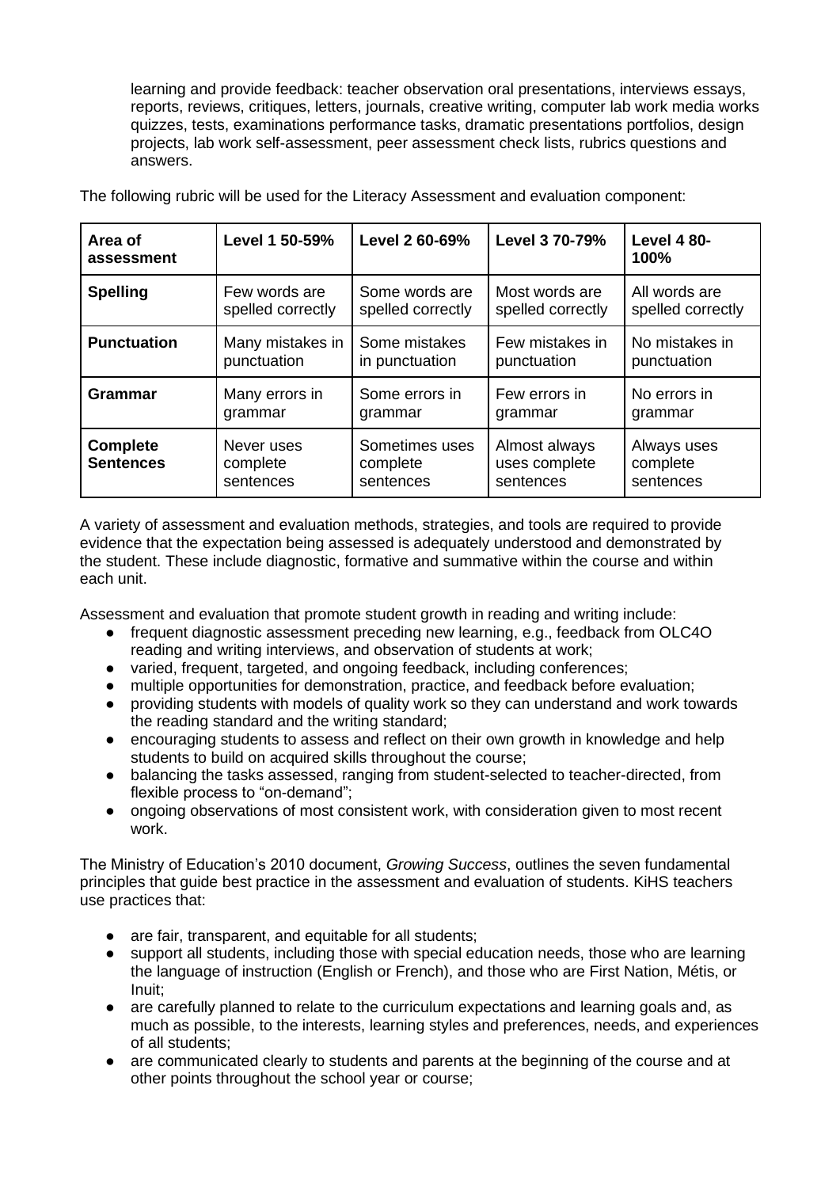learning and provide feedback: teacher observation oral presentations, interviews essays, reports, reviews, critiques, letters, journals, creative writing, computer lab work media works quizzes, tests, examinations performance tasks, dramatic presentations portfolios, design projects, lab work self-assessment, peer assessment check lists, rubrics questions and answers.

The following rubric will be used for the Literacy Assessment and evaluation component:

| Area of assessment | Level 1 50-59% | Level 2 60-69% | Level 3 70-79% | Level 4 80-100% |
|---|---|---|---|---|
| **Spelling** | Few words are spelled correctly | Some words are spelled correctly | Most words are spelled correctly | All words are spelled correctly |
| **Punctuation** | Many mistakes in punctuation | Some mistakes in punctuation | Few mistakes in punctuation | No mistakes in punctuation |
| **Grammar** | Many errors in grammar | Some errors in grammar | Few errors in grammar | No errors in grammar |
| **Complete Sentences** | Never uses complete sentences | Sometimes uses complete sentences | Almost always uses complete sentences | Always uses complete sentences |

A variety of assessment and evaluation methods, strategies, and tools are required to provide evidence that the expectation being assessed is adequately understood and demonstrated by the student. These include diagnostic, formative and summative within the course and within each unit.

Assessment and evaluation that promote student growth in reading and writing include:

- frequent diagnostic assessment preceding new learning, e.g., feedback from OLC4O reading and writing interviews, and observation of students at work;
- varied, frequent, targeted, and ongoing feedback, including conferences;
- multiple opportunities for demonstration, practice, and feedback before evaluation;
- providing students with models of quality work so they can understand and work towards the reading standard and the writing standard;
- encouraging students to assess and reflect on their own growth in knowledge and help students to build on acquired skills throughout the course;
- balancing the tasks assessed, ranging from student-selected to teacher-directed, from flexible process to "on-demand";
- ongoing observations of most consistent work, with consideration given to most recent work.

The Ministry of Education's 2010 document, *Growing Success*, outlines the seven fundamental principles that guide best practice in the assessment and evaluation of students. KiHS teachers use practices that:

- are fair, transparent, and equitable for all students;
- support all students, including those with special education needs, those who are learning the language of instruction (English or French), and those who are First Nation, Métis, or Inuit;
- are carefully planned to relate to the curriculum expectations and learning goals and, as much as possible, to the interests, learning styles and preferences, needs, and experiences of all students;
- are communicated clearly to students and parents at the beginning of the course and at other points throughout the school year or course;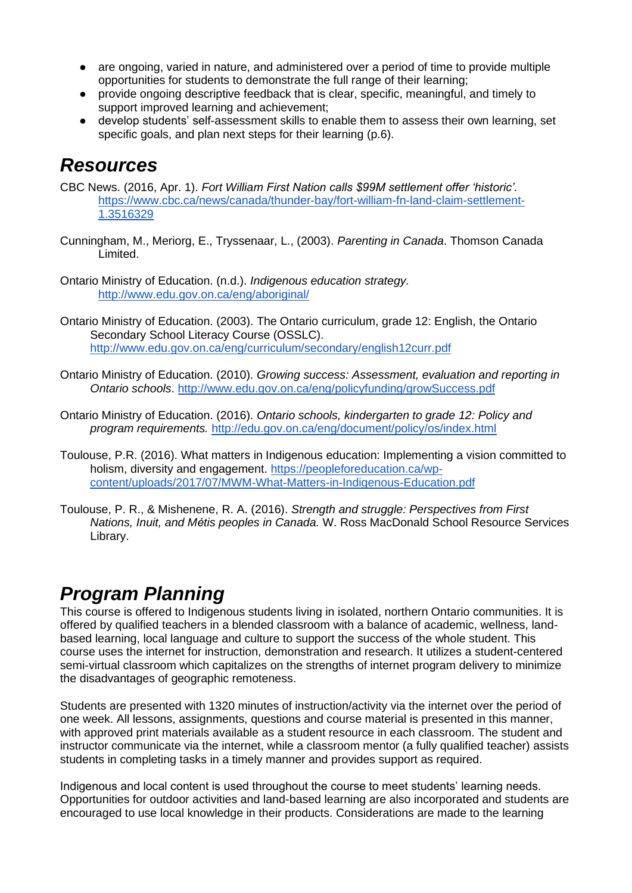- are ongoing, varied in nature, and administered over a period of time to provide multiple opportunities for students to demonstrate the full range of their learning;
- provide ongoing descriptive feedback that is clear, specific, meaningful, and timely to support improved learning and achievement;
- develop students' self-assessment skills to enable them to assess their own learning, set specific goals, and plan next steps for their learning (p.6).

## *Resources*

CBC News. (2016, Apr. 1). *Fort William First Nation calls $99M settlement offer 'historic'.* https://www.cbc.ca/news/canada/thunder-bay/fort-william-fn-land-claim-settlement-1.3516329

Cunningham, M., Meriorg, E., Tryssenaar, L., (2003). *Parenting in Canada*. Thomson Canada Limited.

Ontario Ministry of Education. (n.d.). *Indigenous education strategy.* http://www.edu.gov.on.ca/eng/aboriginal/

Ontario Ministry of Education. (2003). The Ontario curriculum, grade 12: English, the Ontario Secondary School Literacy Course (OSSLC). http://www.edu.gov.on.ca/eng/curriculum/secondary/english12curr.pdf

Ontario Ministry of Education. (2010). *Growing success: Assessment, evaluation and reporting in Ontario schools*. http://www.edu.gov.on.ca/eng/policyfunding/growSuccess.pdf

Ontario Ministry of Education. (2016). *Ontario schools, kindergarten to grade 12: Policy and program requirements.* http://edu.gov.on.ca/eng/document/policy/os/index.html

Toulouse, P.R. (2016). What matters in Indigenous education: Implementing a vision committed to holism, diversity and engagement. https://peopleforeducation.ca/wp-content/uploads/2017/07/MWM-What-Matters-in-Indigenous-Education.pdf

Toulouse, P. R., & Mishenene, R. A. (2016). *Strength and struggle: Perspectives from First Nations, Inuit, and Métis peoples in Canada.* W. Ross MacDonald School Resource Services Library.

## *Program Planning*

This course is offered to Indigenous students living in isolated, northern Ontario communities. It is offered by qualified teachers in a blended classroom with a balance of academic, wellness, land-based learning, local language and culture to support the success of the whole student. This course uses the internet for instruction, demonstration and research. It utilizes a student-centered semi-virtual classroom which capitalizes on the strengths of internet program delivery to minimize the disadvantages of geographic remoteness.

Students are presented with 1320 minutes of instruction/activity via the internet over the period of one week. All lessons, assignments, questions and course material is presented in this manner, with approved print materials available as a student resource in each classroom. The student and instructor communicate via the internet, while a classroom mentor (a fully qualified teacher) assists students in completing tasks in a timely manner and provides support as required.

Indigenous and local content is used throughout the course to meet students' learning needs. Opportunities for outdoor activities and land-based learning are also incorporated and students are encouraged to use local knowledge in their products. Considerations are made to the learning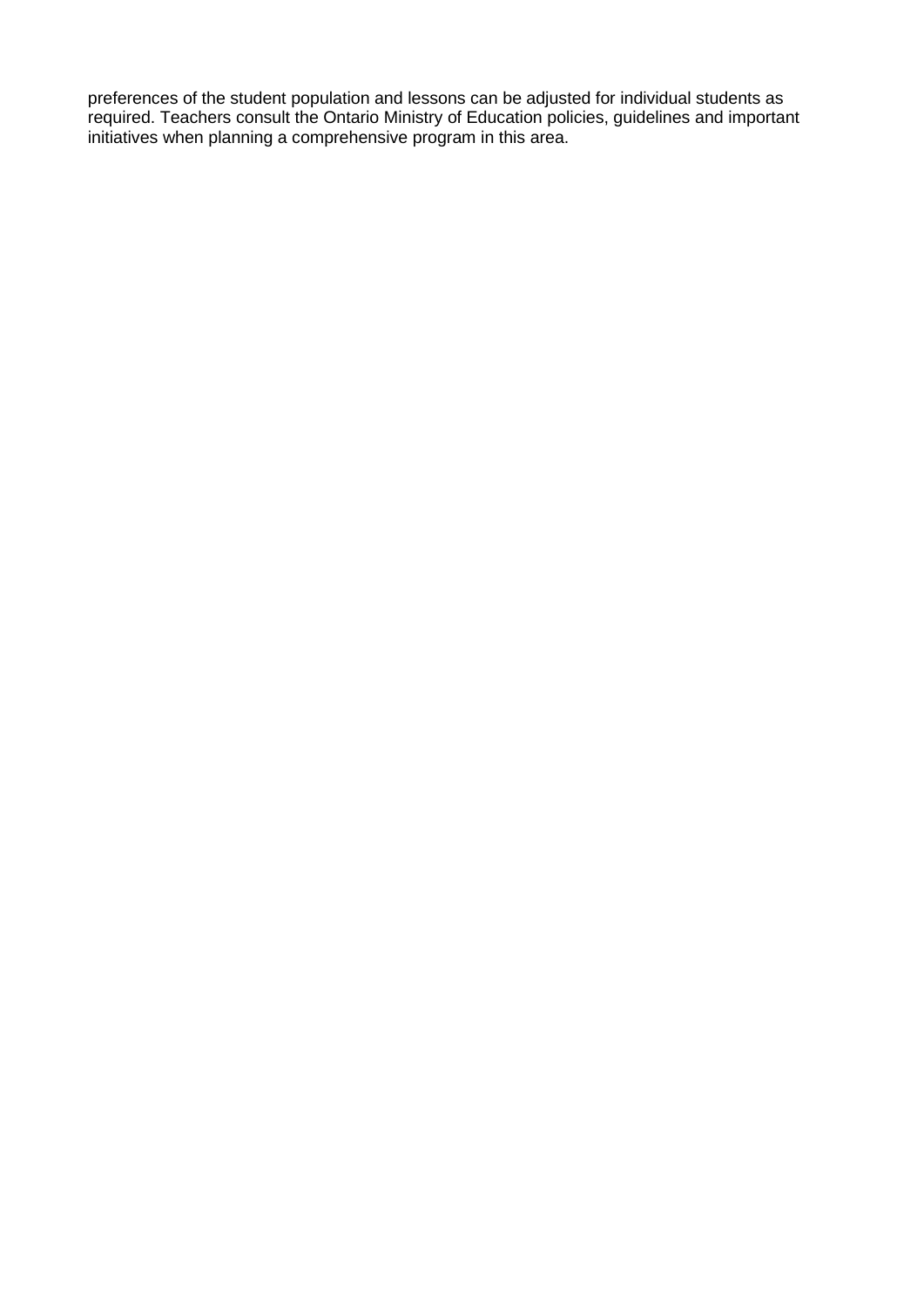preferences of the student population and lessons can be adjusted for individual students as required. Teachers consult the Ontario Ministry of Education policies, guidelines and important initiatives when planning a comprehensive program in this area.